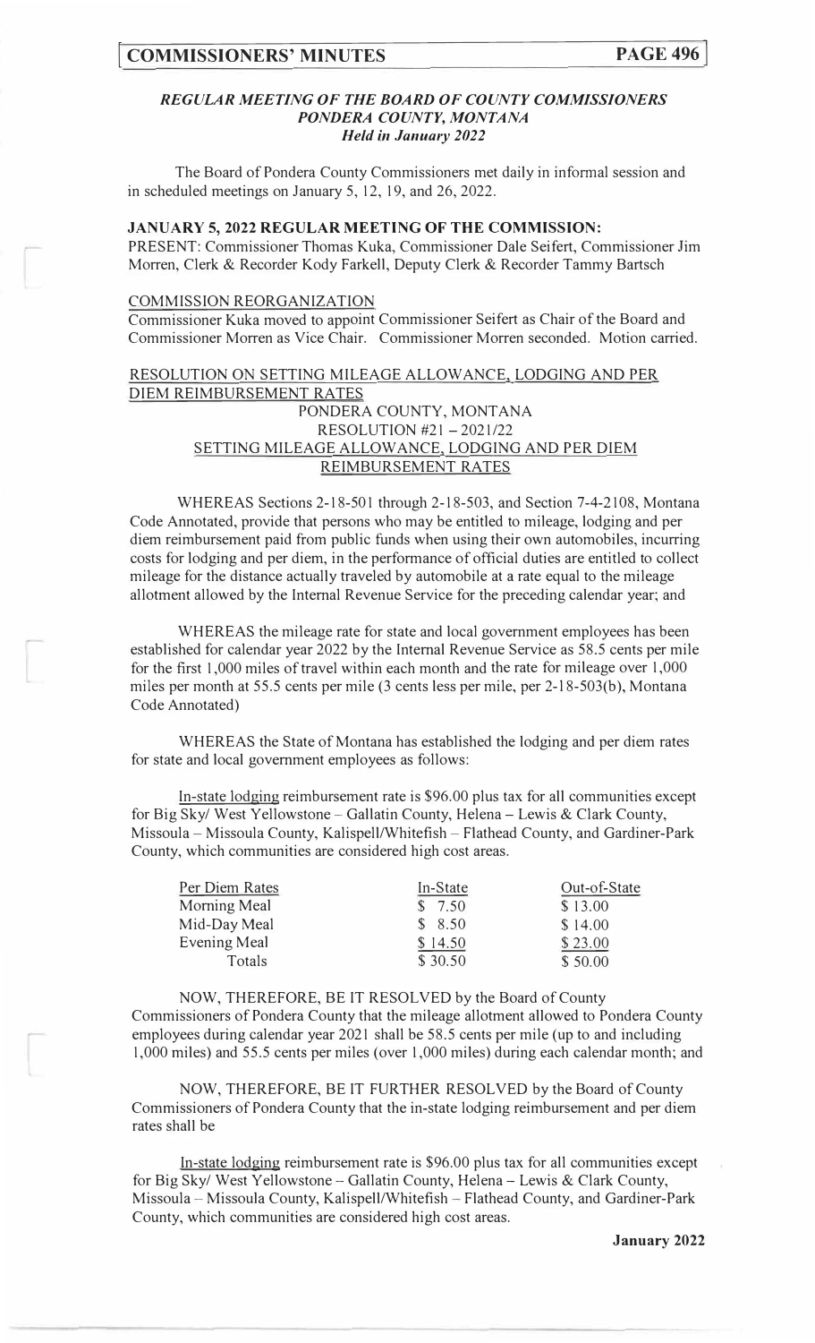### *REGULAR MEETING OF THE BOARD OF COUNTY COMMISSIONERS*
### *PONDERA COUNTY, MONTANA*
### *Held in January 2022*

The Board of Pondera County Commissioners met daily in informal session and in scheduled meetings on January 5, 12, 19, and 26, 2022.

**JANUARY 5, 2022 REGULAR MEETING OF THE COMMISSION:**

PRESENT: Commissioner Thomas Kuka, Commissioner Dale Seifert, Commissioner Jim Morren, Clerk & Recorder Kody Farkell, Deputy Clerk & Recorder Tammy Bartsch

COMMISSION REORGANIZATION

Commissioner Kuka moved to appoint Commissioner Seifert as Chair of the Board and Commissioner Morren as Vice Chair. Commissioner Morren seconded. Motion carried.

RESOLUTION ON SETTING MILEAGE ALLOWANCE, LODGING AND PER DIEM REIMBURSEMENT RATES

PONDERA COUNTY, MONTANA
RESOLUTION #21 – 2021/22
SETTING MILEAGE ALLOWANCE, LODGING AND PER DIEM REIMBURSEMENT RATES

WHEREAS Sections 2-18-501 through 2-18-503, and Section 7-4-2108, Montana Code Annotated, provide that persons who may be entitled to mileage, lodging and per diem reimbursement paid from public funds when using their own automobiles, incurring costs for lodging and per diem, in the performance of official duties are entitled to collect mileage for the distance actually traveled by automobile at a rate equal to the mileage allotment allowed by the Internal Revenue Service for the preceding calendar year; and

WHEREAS the mileage rate for state and local government employees has been established for calendar year 2022 by the Internal Revenue Service as 58.5 cents per mile for the first 1,000 miles of travel within each month and the rate for mileage over 1,000 miles per month at 55.5 cents per mile (3 cents less per mile, per 2-18-503(b), Montana Code Annotated)

WHEREAS the State of Montana has established the lodging and per diem rates for state and local government employees as follows:

In-state lodging reimbursement rate is $96.00 plus tax for all communities except for Big Sky/ West Yellowstone – Gallatin County, Helena – Lewis & Clark County, Missoula – Missoula County, Kalispell/Whitefish – Flathead County, and Gardiner-Park County, which communities are considered high cost areas.

| Per Diem Rates | In-State | Out-of-State |
|---|---|---|
| Morning Meal | $ 7.50 | $ 13.00 |
| Mid-Day Meal | $ 8.50 | $ 14.00 |
| Evening Meal | $ 14.50 | $ 23.00 |
| Totals | $ 30.50 | $ 50.00 |

NOW, THEREFORE, BE IT RESOLVED by the Board of County Commissioners of Pondera County that the mileage allotment allowed to Pondera County employees during calendar year 2021 shall be 58.5 cents per mile (up to and including 1,000 miles) and 55.5 cents per miles (over 1,000 miles) during each calendar month; and

NOW, THEREFORE, BE IT FURTHER RESOLVED by the Board of County Commissioners of Pondera County that the in-state lodging reimbursement and per diem rates shall be

In-state lodging reimbursement rate is $96.00 plus tax for all communities except for Big Sky/ West Yellowstone – Gallatin County, Helena – Lewis & Clark County, Missoula – Missoula County, Kalispell/Whitefish – Flathead County, and Gardiner-Park County, which communities are considered high cost areas.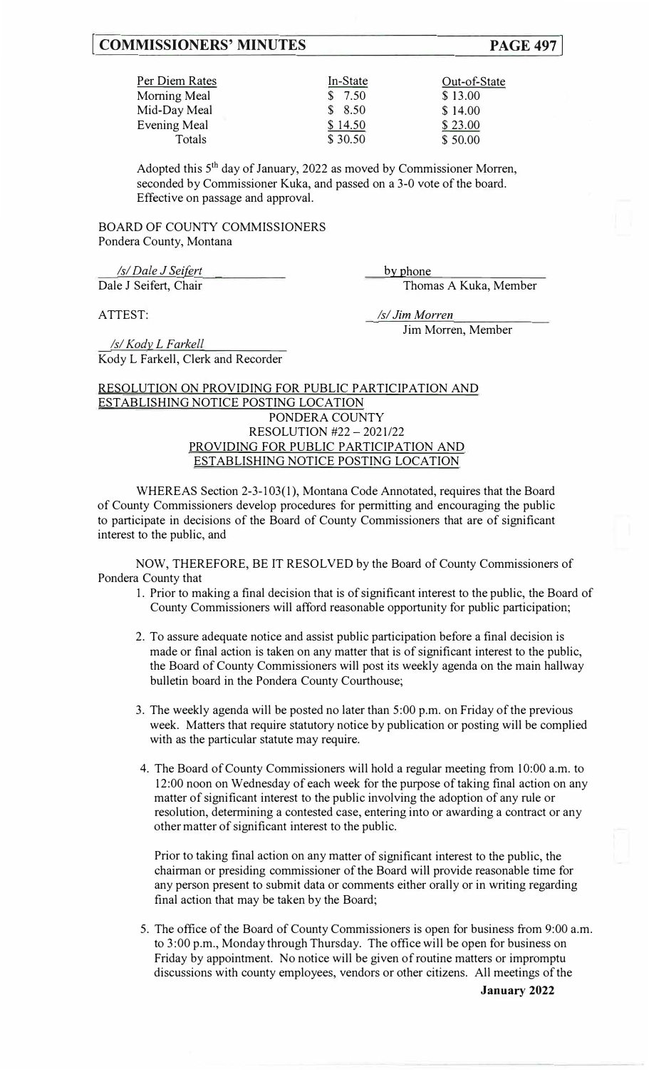| Per Diem Rates | In-State | Out-of-State |
| --- | --- | --- |
| Morning Meal | $ 7.50 | $ 13.00 |
| Mid-Day Meal | $ 8.50 | $ 14.00 |
| Evening Meal | $ 14.50 | $ 23.00 |
| Totals | $ 30.50 | $ 50.00 |

Adopted this 5th day of January, 2022 as moved by Commissioner Morren, seconded by Commissioner Kuka, and passed on a 3-0 vote of the board. Effective on passage and approval.

BOARD OF COUNTY COMMISSIONERS
Pondera County, Montana

*/s/ Dale J Seifert*
Dale J Seifert, Chair

by phone
Thomas A Kuka, Member

ATTEST:

*/s/ Jim Morren*
Jim Morren, Member

*/s/ Kody L Farkell*
Kody L Farkell, Clerk and Recorder

RESOLUTION ON PROVIDING FOR PUBLIC PARTICIPATION AND ESTABLISHING NOTICE POSTING LOCATION

PONDERA COUNTY
RESOLUTION #22 – 2021/22
PROVIDING FOR PUBLIC PARTICIPATION AND ESTABLISHING NOTICE POSTING LOCATION

WHEREAS Section 2-3-103(1), Montana Code Annotated, requires that the Board of County Commissioners develop procedures for permitting and encouraging the public to participate in decisions of the Board of County Commissioners that are of significant interest to the public, and

NOW, THEREFORE, BE IT RESOLVED by the Board of County Commissioners of Pondera County that

1. Prior to making a final decision that is of significant interest to the public, the Board of County Commissioners will afford reasonable opportunity for public participation;

2. To assure adequate notice and assist public participation before a final decision is made or final action is taken on any matter that is of significant interest to the public, the Board of County Commissioners will post its weekly agenda on the main hallway bulletin board in the Pondera County Courthouse;

3. The weekly agenda will be posted no later than 5:00 p.m. on Friday of the previous week. Matters that require statutory notice by publication or posting will be complied with as the particular statute may require.

4. The Board of County Commissioners will hold a regular meeting from 10:00 a.m. to 12:00 noon on Wednesday of each week for the purpose of taking final action on any matter of significant interest to the public involving the adoption of any rule or resolution, determining a contested case, entering into or awarding a contract or any other matter of significant interest to the public.

   Prior to taking final action on any matter of significant interest to the public, the chairman or presiding commissioner of the Board will provide reasonable time for any person present to submit data or comments either orally or in writing regarding final action that may be taken by the Board;

5. The office of the Board of County Commissioners is open for business from 9:00 a.m. to 3:00 p.m., Monday through Thursday. The office will be open for business on Friday by appointment. No notice will be given of routine matters or impromptu discussions with county employees, vendors or other citizens. All meetings of the

**January 2022**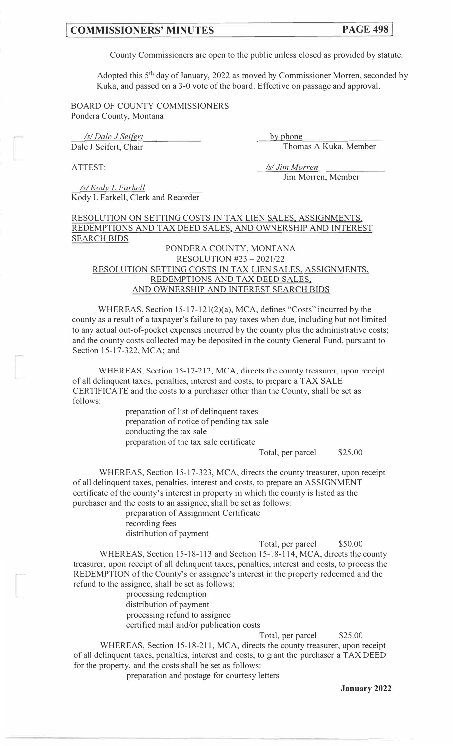County Commissioners are open to the public unless closed as provided by statute.

Adopted this 5th day of January, 2022 as moved by Commissioner Morren, seconded by Kuka, and passed on a 3-0 vote of the board. Effective on passage and approval.

BOARD OF COUNTY COMMISSIONERS
Pondera County, Montana

*/s/ Dale J Seifert*
Dale J Seifert, Chair

by phone
Thomas A Kuka, Member

ATTEST:

*/s/ Jim Morren*
Jim Morren, Member

*/s/ Kody L Farkell*
Kody L Farkell, Clerk and Recorder

RESOLUTION ON SETTING COSTS IN TAX LIEN SALES, ASSIGNMENTS, REDEMPTIONS AND TAX DEED SALES, AND OWNERSHIP AND INTEREST SEARCH BIDS

PONDERA COUNTY, MONTANA
RESOLUTION #23 – 2021/22
RESOLUTION SETTING COSTS IN TAX LIEN SALES, ASSIGNMENTS, REDEMPTIONS AND TAX DEED SALES, AND OWNERSHIP AND INTEREST SEARCH BIDS

WHEREAS, Section 15-17-121(2)(a), MCA, defines "Costs" incurred by the county as a result of a taxpayer's failure to pay taxes when due, including but not limited to any actual out-of-pocket expenses incurred by the county plus the administrative costs; and the county costs collected may be deposited in the county General Fund, pursuant to Section 15-17-322, MCA; and

WHEREAS, Section 15-17-212, MCA, directs the county treasurer, upon receipt of all delinquent taxes, penalties, interest and costs, to prepare a TAX SALE CERTIFICATE and the costs to a purchaser other than the County, shall be set as follows:

preparation of list of delinquent taxes
preparation of notice of pending tax sale
conducting the tax sale
preparation of the tax sale certificate

Total, per parcel $25.00

WHEREAS, Section 15-17-323, MCA, directs the county treasurer, upon receipt of all delinquent taxes, penalties, interest and costs, to prepare an ASSIGNMENT certificate of the county's interest in property in which the county is listed as the purchaser and the costs to an assignee, shall be set as follows:

preparation of Assignment Certificate
recording fees
distribution of payment

Total, per parcel $50.00

WHEREAS, Section 15-18-113 and Section 15-18-114, MCA, directs the county treasurer, upon receipt of all delinquent taxes, penalties, interest and costs, to process the REDEMPTION of the County's or assignee's interest in the property redeemed and the refund to the assignee, shall be set as follows:

processing redemption
distribution of payment
processing refund to assignee
certified mail and/or publication costs

Total, per parcel $25.00

WHEREAS, Section 15-18-211, MCA, directs the county treasurer, upon receipt of all delinquent taxes, penalties, interest and costs, to grant the purchaser a TAX DEED for the property, and the costs shall be set as follows:

preparation and postage for courtesy letters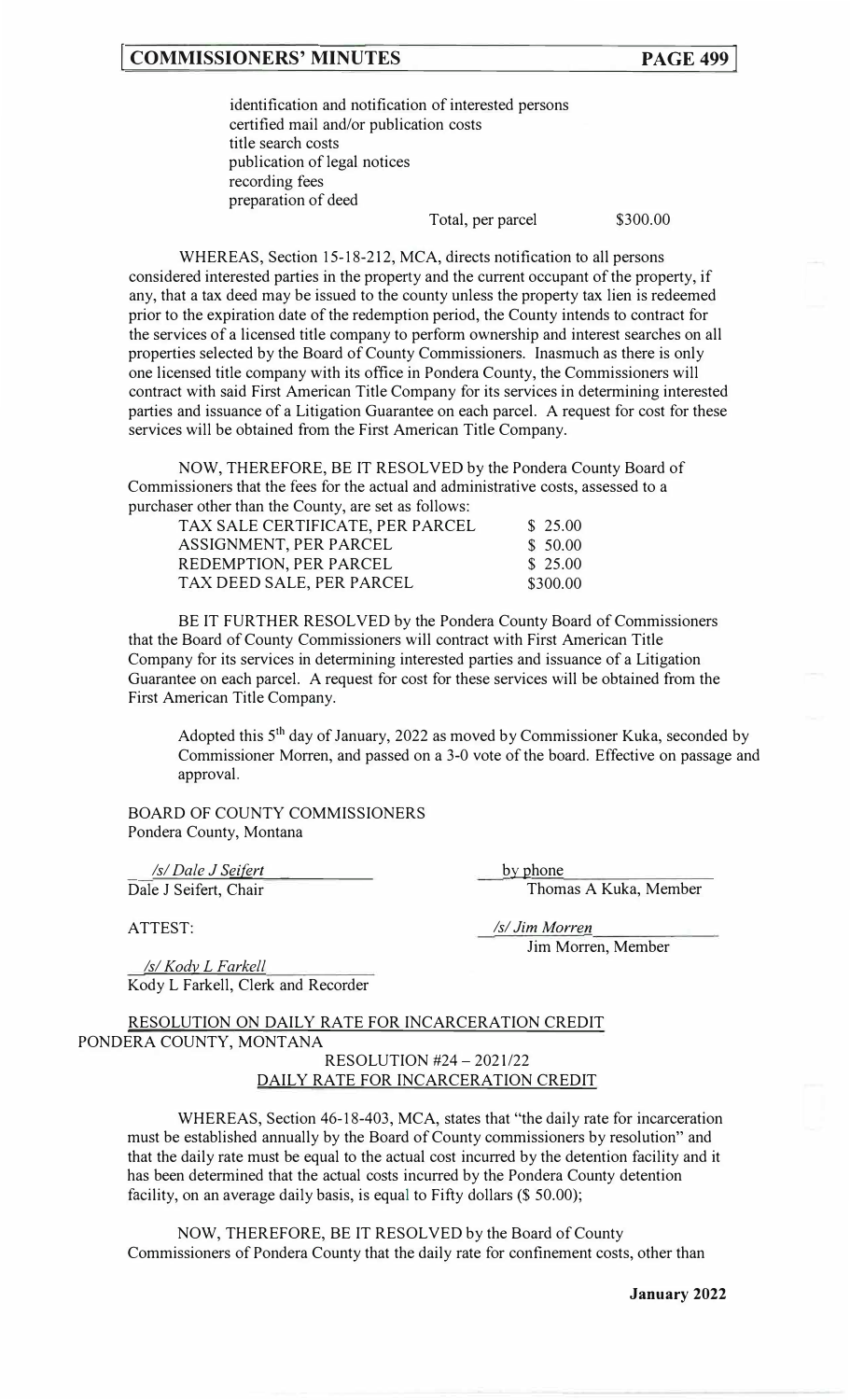identification and notification of interested persons
certified mail and/or publication costs
title search costs
publication of legal notices
recording fees
preparation of deed

Total, per parcel $300.00

WHEREAS, Section 15-18-212, MCA, directs notification to all persons considered interested parties in the property and the current occupant of the property, if any, that a tax deed may be issued to the county unless the property tax lien is redeemed prior to the expiration date of the redemption period, the County intends to contract for the services of a licensed title company to perform ownership and interest searches on all properties selected by the Board of County Commissioners. Inasmuch as there is only one licensed title company with its office in Pondera County, the Commissioners will contract with said First American Title Company for its services in determining interested parties and issuance of a Litigation Guarantee on each parcel. A request for cost for these services will be obtained from the First American Title Company.

NOW, THEREFORE, BE IT RESOLVED by the Pondera County Board of Commissioners that the fees for the actual and administrative costs, assessed to a purchaser other than the County, are set as follows:

| | |
|---|---|
| TAX SALE CERTIFICATE, PER PARCEL | $ 25.00 |
| ASSIGNMENT, PER PARCEL | $ 50.00 |
| REDEMPTION, PER PARCEL | $ 25.00 |
| TAX DEED SALE, PER PARCEL | $300.00 |

BE IT FURTHER RESOLVED by the Pondera County Board of Commissioners that the Board of County Commissioners will contract with First American Title Company for its services in determining interested parties and issuance of a Litigation Guarantee on each parcel. A request for cost for these services will be obtained from the First American Title Company.

Adopted this 5th day of January, 2022 as moved by Commissioner Kuka, seconded by Commissioner Morren, and passed on a 3-0 vote of the board. Effective on passage and approval.

BOARD OF COUNTY COMMISSIONERS
Pondera County, Montana

*/s/ Dale J Seifert*
Dale J Seifert, Chair

by phone
Thomas A Kuka, Member

ATTEST:

*/s/ Jim Morren*
Jim Morren, Member

*/s/ Kody L Farkell*
Kody L Farkell, Clerk and Recorder

RESOLUTION ON DAILY RATE FOR INCARCERATION CREDIT
PONDERA COUNTY, MONTANA
RESOLUTION #24 – 2021/22
DAILY RATE FOR INCARCERATION CREDIT

WHEREAS, Section 46-18-403, MCA, states that "the daily rate for incarceration must be established annually by the Board of County commissioners by resolution" and that the daily rate must be equal to the actual cost incurred by the detention facility and it has been determined that the actual costs incurred by the Pondera County detention facility, on an average daily basis, is equal to Fifty dollars ($ 50.00);

NOW, THEREFORE, BE IT RESOLVED by the Board of County Commissioners of Pondera County that the daily rate for confinement costs, other than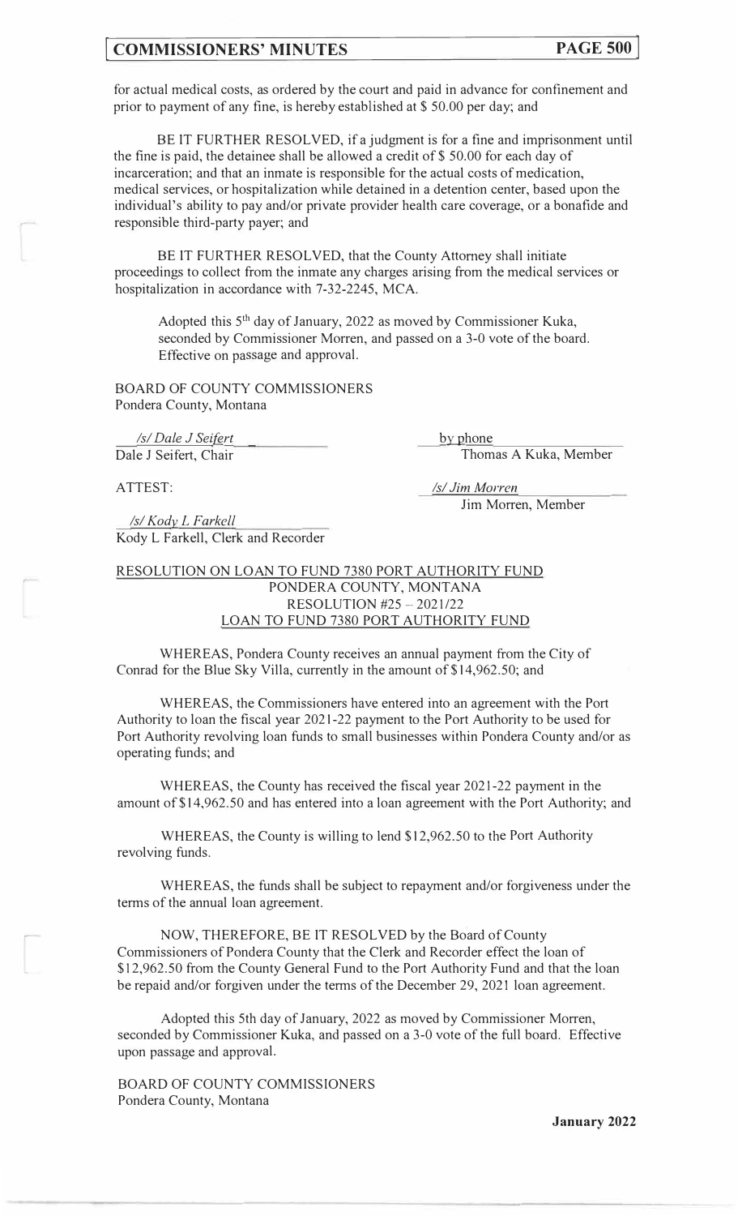for actual medical costs, as ordered by the court and paid in advance for confinement and prior to payment of any fine, is hereby established at $ 50.00 per day; and

BE IT FURTHER RESOLVED, if a judgment is for a fine and imprisonment until the fine is paid, the detainee shall be allowed a credit of $ 50.00 for each day of incarceration; and that an inmate is responsible for the actual costs of medication, medical services, or hospitalization while detained in a detention center, based upon the individual's ability to pay and/or private provider health care coverage, or a bonafide and responsible third-party payer; and

BE IT FURTHER RESOLVED, that the County Attorney shall initiate proceedings to collect from the inmate any charges arising from the medical services or hospitalization in accordance with 7-32-2245, MCA.

Adopted this 5th day of January, 2022 as moved by Commissioner Kuka, seconded by Commissioner Morren, and passed on a 3-0 vote of the board. Effective on passage and approval.

BOARD OF COUNTY COMMISSIONERS
Pondera County, Montana

*/s/ Dale J Seifert*
Dale J Seifert, Chair

by phone
Thomas A Kuka, Member

ATTEST:

*/s/ Jim Morren*
Jim Morren, Member

*/s/ Kody L Farkell*
Kody L Farkell, Clerk and Recorder

RESOLUTION ON LOAN TO FUND 7380 PORT AUTHORITY FUND

PONDERA COUNTY, MONTANA
RESOLUTION #25 – 2021/22
LOAN TO FUND 7380 PORT AUTHORITY FUND

WHEREAS, Pondera County receives an annual payment from the City of Conrad for the Blue Sky Villa, currently in the amount of $14,962.50; and

WHEREAS, the Commissioners have entered into an agreement with the Port Authority to loan the fiscal year 2021-22 payment to the Port Authority to be used for Port Authority revolving loan funds to small businesses within Pondera County and/or as operating funds; and

WHEREAS, the County has received the fiscal year 2021-22 payment in the amount of $14,962.50 and has entered into a loan agreement with the Port Authority; and

WHEREAS, the County is willing to lend $12,962.50 to the Port Authority revolving funds.

WHEREAS, the funds shall be subject to repayment and/or forgiveness under the terms of the annual loan agreement.

NOW, THEREFORE, BE IT RESOLVED by the Board of County Commissioners of Pondera County that the Clerk and Recorder effect the loan of $12,962.50 from the County General Fund to the Port Authority Fund and that the loan be repaid and/or forgiven under the terms of the December 29, 2021 loan agreement.

Adopted this 5th day of January, 2022 as moved by Commissioner Morren, seconded by Commissioner Kuka, and passed on a 3-0 vote of the full board. Effective upon passage and approval.

BOARD OF COUNTY COMMISSIONERS
Pondera County, Montana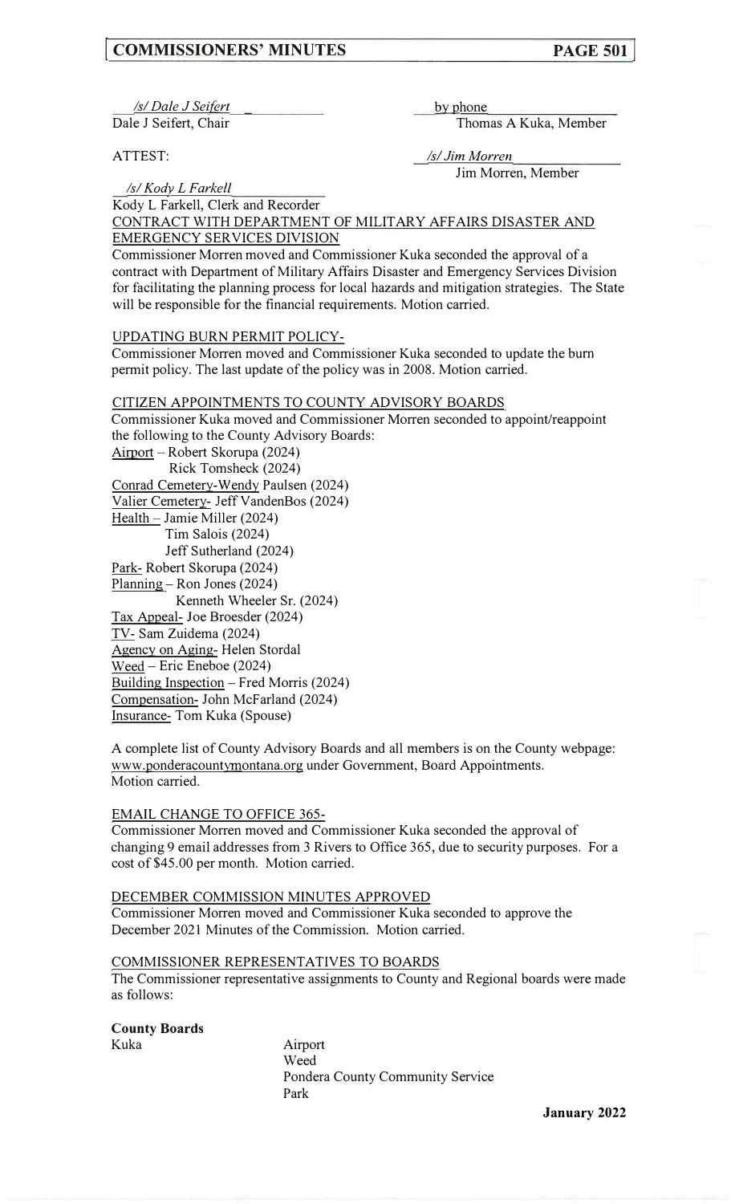*/s/ Dale J Seifert*
Dale J Seifert, Chair

by phone
Thomas A Kuka, Member

ATTEST:

*/s/ Jim Morren*
Jim Morren, Member

*/s/ Kody L Farkell*
Kody L Farkell, Clerk and Recorder

CONTRACT WITH DEPARTMENT OF MILITARY AFFAIRS DISASTER AND EMERGENCY SERVICES DIVISION

Commissioner Morren moved and Commissioner Kuka seconded the approval of a contract with Department of Military Affairs Disaster and Emergency Services Division for facilitating the planning process for local hazards and mitigation strategies. The State will be responsible for the financial requirements. Motion carried.

UPDATING BURN PERMIT POLICY-

Commissioner Morren moved and Commissioner Kuka seconded to update the burn permit policy. The last update of the policy was in 2008. Motion carried.

CITIZEN APPOINTMENTS TO COUNTY ADVISORY BOARDS

Commissioner Kuka moved and Commissioner Morren seconded to appoint/reappoint the following to the County Advisory Boards:

Airport – Robert Skorupa (2024)
Rick Tomsheck (2024)
Conrad Cemetery-Wendy Paulsen (2024)
Valier Cemetery- Jeff VandenBos (2024)
Health – Jamie Miller (2024)
Tim Salois (2024)
Jeff Sutherland (2024)
Park- Robert Skorupa (2024)
Planning – Ron Jones (2024)
Kenneth Wheeler Sr. (2024)
Tax Appeal- Joe Broesder (2024)
TV- Sam Zuidema (2024)
Agency on Aging- Helen Stordal
Weed – Eric Eneboe (2024)
Building Inspection – Fred Morris (2024)
Compensation- John McFarland (2024)
Insurance- Tom Kuka (Spouse)

A complete list of County Advisory Boards and all members is on the County webpage: www.ponderacountymontana.org under Government, Board Appointments. Motion carried.

EMAIL CHANGE TO OFFICE 365-

Commissioner Morren moved and Commissioner Kuka seconded the approval of changing 9 email addresses from 3 Rivers to Office 365, due to security purposes. For a cost of $45.00 per month. Motion carried.

DECEMBER COMMISSION MINUTES APPROVED

Commissioner Morren moved and Commissioner Kuka seconded to approve the December 2021 Minutes of the Commission. Motion carried.

COMMISSIONER REPRESENTATIVES TO BOARDS

The Commissioner representative assignments to County and Regional boards were made as follows:

**County Boards**

Kuka
Airport
Weed
Pondera County Community Service
Park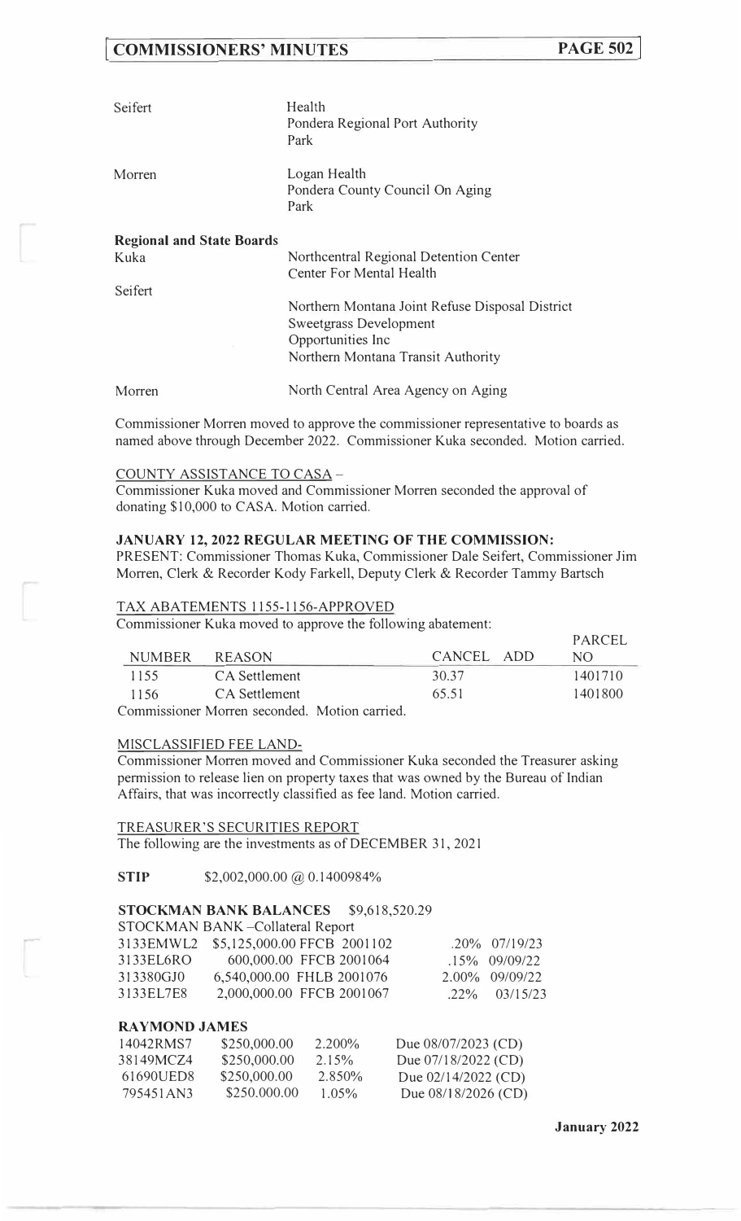| | |
|---|---|
| Seifert | Health<br>Pondera Regional Port Authority<br>Park |
| Morren | Logan Health<br>Pondera County Council On Aging<br>Park |

**Regional and State Boards**

| | |
|---|---|
| Kuka | Northcentral Regional Detention Center<br>Center For Mental Health |
| Seifert | Northern Montana Joint Refuse Disposal District<br>Sweetgrass Development<br>Opportunities Inc<br>Northern Montana Transit Authority |
| Morren | North Central Area Agency on Aging |

Commissioner Morren moved to approve the commissioner representative to boards as named above through December 2022. Commissioner Kuka seconded. Motion carried.

COUNTY ASSISTANCE TO CASA –
Commissioner Kuka moved and Commissioner Morren seconded the approval of donating $10,000 to CASA. Motion carried.

**JANUARY 12, 2022 REGULAR MEETING OF THE COMMISSION:**
PRESENT: Commissioner Thomas Kuka, Commissioner Dale Seifert, Commissioner Jim Morren, Clerk & Recorder Kody Farkell, Deputy Clerk & Recorder Tammy Bartsch

TAX ABATEMENTS 1155-1156-APPROVED
Commissioner Kuka moved to approve the following abatement:

| NUMBER | REASON | CANCEL | ADD | PARCEL NO |
|---|---|---|---|---|
| 1155 | CA Settlement | 30.37 | | 1401710 |
| 1156 | CA Settlement | 65.51 | | 1401800 |

Commissioner Morren seconded. Motion carried.

MISCLASSIFIED FEE LAND-
Commissioner Morren moved and Commissioner Kuka seconded the Treasurer asking permission to release lien on property taxes that was owned by the Bureau of Indian Affairs, that was incorrectly classified as fee land. Motion carried.

TREASURER'S SECURITIES REPORT
The following are the investments as of DECEMBER 31, 2021

**STIP** $2,002,000.00 @ 0.1400984%

**STOCKMAN BANK BALANCES** $9,618,520.29

STOCKMAN BANK –Collateral Report

| | | | | | |
|---|---|---|---|---|---|
| 3133EMWL2 | $5,125,000.00 | FFCB | 2001102 | .20% | 07/19/23 |
| 3133EL6RO | 600,000.00 | FFCB | 2001064 | .15% | 09/09/22 |
| 313380GJ0 | 6,540,000.00 | FHLB | 2001076 | 2.00% | 09/09/22 |
| 3133EL7E8 | 2,000,000.00 | FFCB | 2001067 | .22% | 03/15/23 |

**RAYMOND JAMES**

| | | | |
|---|---|---|---|
| 14042RMS7 | $250,000.00 | 2.200% | Due 08/07/2023 (CD) |
| 38149MCZ4 | $250,000.00 | 2.15% | Due 07/18/2022 (CD) |
| 61690UED8 | $250,000.00 | 2.850% | Due 02/14/2022 (CD) |
| 795451AN3 | $250.000.00 | 1.05% | Due 08/18/2026 (CD) |

January 2022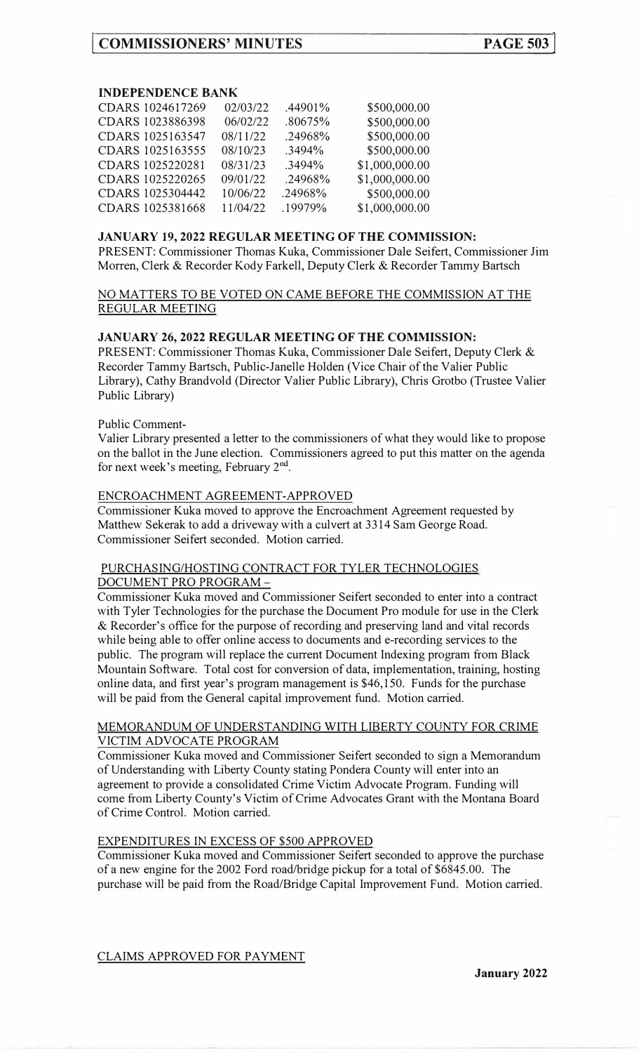**INDEPENDENCE BANK**

| | | | |
|---|---|---|---|
| CDARS 1024617269 | 02/03/22 | .44901% | \$500,000.00 |
| CDARS 1023886398 | 06/02/22 | .80675% | \$500,000.00 |
| CDARS 1025163547 | 08/11/22 | .24968% | \$500,000.00 |
| CDARS 1025163555 | 08/10/23 | .3494% | \$500,000.00 |
| CDARS 1025220281 | 08/31/23 | .3494% | \$1,000,000.00 |
| CDARS 1025220265 | 09/01/22 | .24968% | \$1,000,000.00 |
| CDARS 1025304442 | 10/06/22 | .24968% | \$500,000.00 |
| CDARS 1025381668 | 11/04/22 | .19979% | \$1,000,000.00 |

**JANUARY 19, 2022 REGULAR MEETING OF THE COMMISSION:**
PRESENT: Commissioner Thomas Kuka, Commissioner Dale Seifert, Commissioner Jim Morren, Clerk & Recorder Kody Farkell, Deputy Clerk & Recorder Tammy Bartsch

NO MATTERS TO BE VOTED ON CAME BEFORE THE COMMISSION AT THE REGULAR MEETING

**JANUARY 26, 2022 REGULAR MEETING OF THE COMMISSION:**
PRESENT: Commissioner Thomas Kuka, Commissioner Dale Seifert, Deputy Clerk & Recorder Tammy Bartsch, Public-Janelle Holden (Vice Chair of the Valier Public Library), Cathy Brandvold (Director Valier Public Library), Chris Grotbo (Trustee Valier Public Library)

Public Comment-
Valier Library presented a letter to the commissioners of what they would like to propose on the ballot in the June election. Commissioners agreed to put this matter on the agenda for next week's meeting, February 2nd.

ENCROACHMENT AGREEMENT-APPROVED
Commissioner Kuka moved to approve the Encroachment Agreement requested by Matthew Sekerak to add a driveway with a culvert at 3314 Sam George Road. Commissioner Seifert seconded. Motion carried.

PURCHASING/HOSTING CONTRACT FOR TYLER TECHNOLOGIES DOCUMENT PRO PROGRAM –
Commissioner Kuka moved and Commissioner Seifert seconded to enter into a contract with Tyler Technologies for the purchase the Document Pro module for use in the Clerk & Recorder's office for the purpose of recording and preserving land and vital records while being able to offer online access to documents and e-recording services to the public. The program will replace the current Document Indexing program from Black Mountain Software. Total cost for conversion of data, implementation, training, hosting online data, and first year's program management is \$46,150. Funds for the purchase will be paid from the General capital improvement fund. Motion carried.

MEMORANDUM OF UNDERSTANDING WITH LIBERTY COUNTY FOR CRIME VICTIM ADVOCATE PROGRAM
Commissioner Kuka moved and Commissioner Seifert seconded to sign a Memorandum of Understanding with Liberty County stating Pondera County will enter into an agreement to provide a consolidated Crime Victim Advocate Program. Funding will come from Liberty County's Victim of Crime Advocates Grant with the Montana Board of Crime Control. Motion carried.

EXPENDITURES IN EXCESS OF \$500 APPROVED
Commissioner Kuka moved and Commissioner Seifert seconded to approve the purchase of a new engine for the 2002 Ford road/bridge pickup for a total of \$6845.00. The purchase will be paid from the Road/Bridge Capital Improvement Fund. Motion carried.

CLAIMS APPROVED FOR PAYMENT

**January 2022**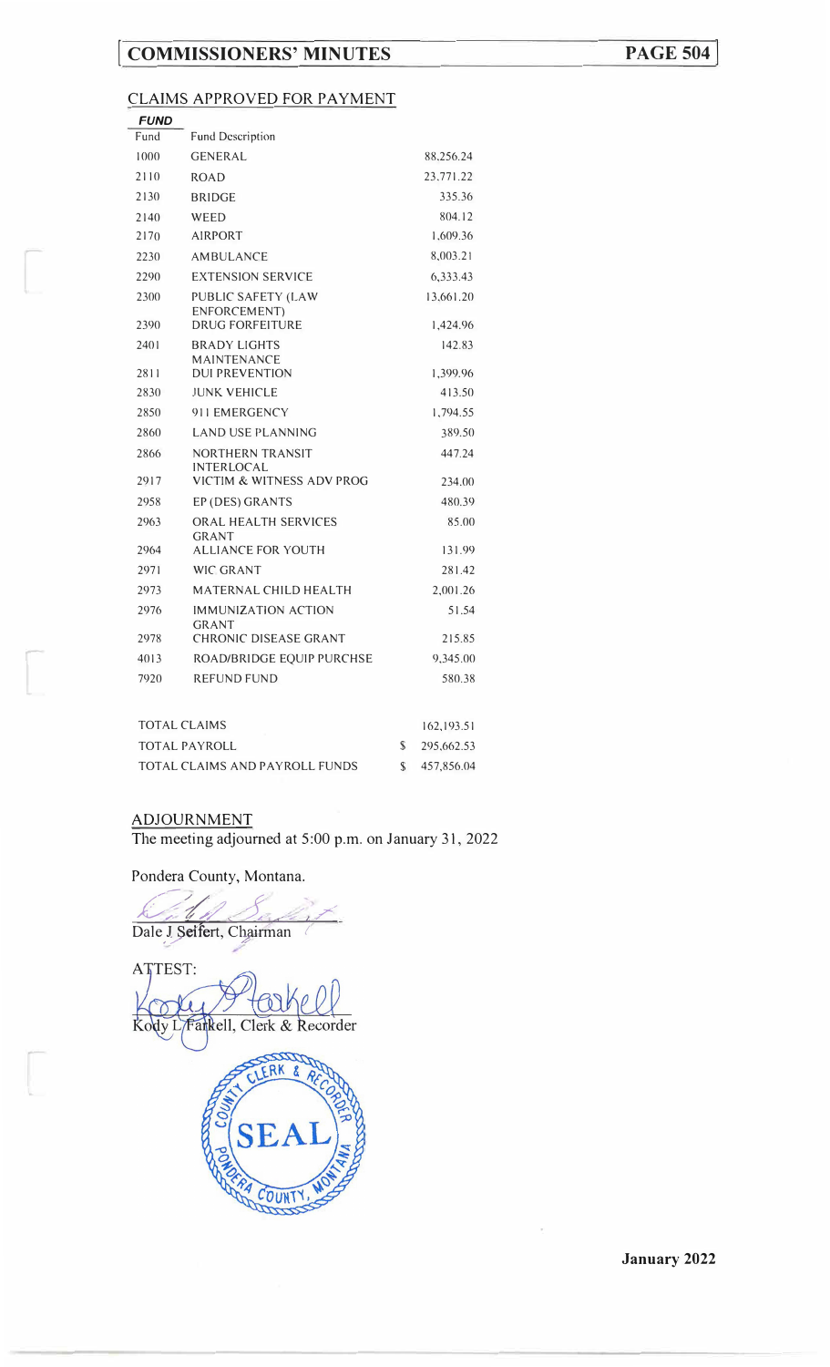## CLAIMS APPROVED FOR PAYMENT

| FUND | | |
|---|---|---|
| Fund | Fund Description | |
| 1000 | GENERAL | 88,256.24 |
| 2110 | ROAD | 23,771.22 |
| 2130 | BRIDGE | 335.36 |
| 2140 | WEED | 804.12 |
| 2170 | AIRPORT | 1,609.36 |
| 2230 | AMBULANCE | 8,003.21 |
| 2290 | EXTENSION SERVICE | 6,333.43 |
| 2300 | PUBLIC SAFETY (LAW ENFORCEMENT) | 13,661.20 |
| 2390 | DRUG FORFEITURE | 1,424.96 |
| 2401 | BRADY LIGHTS MAINTENANCE | 142.83 |
| 2811 | DUI PREVENTION | 1,399.96 |
| 2830 | JUNK VEHICLE | 413.50 |
| 2850 | 911 EMERGENCY | 1,794.55 |
| 2860 | LAND USE PLANNING | 389.50 |
| 2866 | NORTHERN TRANSIT INTERLOCAL | 447.24 |
| 2917 | VICTIM & WITNESS ADV PROG | 234.00 |
| 2958 | EP (DES) GRANTS | 480.39 |
| 2963 | ORAL HEALTH SERVICES GRANT | 85.00 |
| 2964 | ALLIANCE FOR YOUTH | 131.99 |
| 2971 | WIC GRANT | 281.42 |
| 2973 | MATERNAL CHILD HEALTH | 2,001.26 |
| 2976 | IMMUNIZATION ACTION GRANT | 51.54 |
| 2978 | CHRONIC DISEASE GRANT | 215.85 |
| 4013 | ROAD/BRIDGE EQUIP PURCHSE | 9,345.00 |
| 7920 | REFUND FUND | 580.38 |

| | | |
|---|---|---|
| TOTAL CLAIMS | | 162,193.51 |
| TOTAL PAYROLL | $ | 295,662.53 |
| TOTAL CLAIMS AND PAYROLL FUNDS | $ | 457,856.04 |

## ADJOURNMENT

The meeting adjourned at 5:00 p.m. on January 31, 2022

Pondera County, Montana.

Dale J Seifert, Chairman

ATTEST:

Kody L Farkell, Clerk & Recorder

COUNTY CLERK & RECORDER SEAL PONDERA COUNTY, MONTANA

January 2022